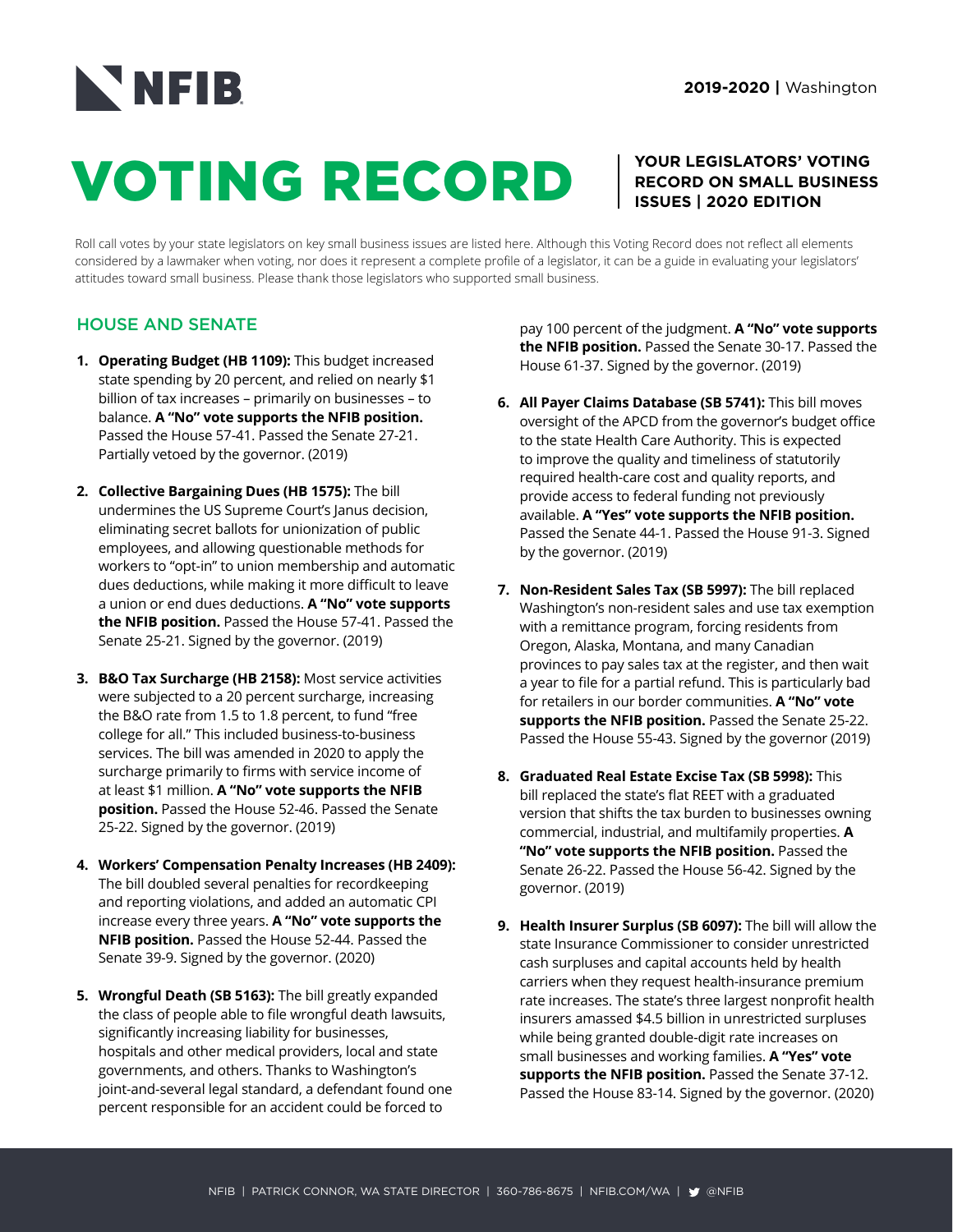NFIB

**2019-2020 |** Washington

# VOTING RECORD

**YOUR LEGISLATORS' VOTING RECORD ON SMALL BUSINESS ISSUES | 2020 EDITION**

Roll call votes by your state legislators on key small business issues are listed here. Although this Voting Record does not reflect all elements considered by a lawmaker when voting, nor does it represent a complete profile of a legislator, it can be a guide in evaluating your legislators' attitudes toward small business. Please thank those legislators who supported small business.

## HOUSE AND SENATE

1. **Operating Budget (HB 1109):** This budget increased state spending by 20 percent, and relied on nearly $1 billion of tax increases – primarily on businesses – to balance. **A "No" vote supports the NFIB position.** Passed the House 57-41. Passed the Senate 27-21. Partially vetoed by the governor. (2019)

2. **Collective Bargaining Dues (HB 1575):** The bill undermines the US Supreme Court's Janus decision, eliminating secret ballots for unionization of public employees, and allowing questionable methods for workers to "opt-in" to union membership and automatic dues deductions, while making it more difficult to leave a union or end dues deductions. **A "No" vote supports the NFIB position.** Passed the House 57-41. Passed the Senate 25-21. Signed by the governor. (2019)

3. **B&O Tax Surcharge (HB 2158):** Most service activities were subjected to a 20 percent surcharge, increasing the B&O rate from 1.5 to 1.8 percent, to fund "free college for all." This included business-to-business services. The bill was amended in 2020 to apply the surcharge primarily to firms with service income of at least $1 million. **A "No" vote supports the NFIB position.** Passed the House 52-46. Passed the Senate 25-22. Signed by the governor. (2019)

4. **Workers' Compensation Penalty Increases (HB 2409):** The bill doubled several penalties for recordkeeping and reporting violations, and added an automatic CPI increase every three years. **A "No" vote supports the NFIB position.** Passed the House 52-44. Passed the Senate 39-9. Signed by the governor. (2020)

5. **Wrongful Death (SB 5163):** The bill greatly expanded the class of people able to file wrongful death lawsuits, significantly increasing liability for businesses, hospitals and other medical providers, local and state governments, and others. Thanks to Washington's joint-and-several legal standard, a defendant found one percent responsible for an accident could be forced to pay 100 percent of the judgment. **A "No" vote supports the NFIB position.** Passed the Senate 30-17. Passed the House 61-37. Signed by the governor. (2019)

6. **All Payer Claims Database (SB 5741):** This bill moves oversight of the APCD from the governor's budget office to the state Health Care Authority. This is expected to improve the quality and timeliness of statutorily required health-care cost and quality reports, and provide access to federal funding not previously available. **A "Yes" vote supports the NFIB position.** Passed the Senate 44-1. Passed the House 91-3. Signed by the governor. (2019)

7. **Non-Resident Sales Tax (SB 5997):** The bill replaced Washington's non-resident sales and use tax exemption with a remittance program, forcing residents from Oregon, Alaska, Montana, and many Canadian provinces to pay sales tax at the register, and then wait a year to file for a partial refund. This is particularly bad for retailers in our border communities. **A "No" vote supports the NFIB position.** Passed the Senate 25-22. Passed the House 55-43. Signed by the governor (2019)

8. **Graduated Real Estate Excise Tax (SB 5998):** This bill replaced the state's flat REET with a graduated version that shifts the tax burden to businesses owning commercial, industrial, and multifamily properties. **A "No" vote supports the NFIB position.** Passed the Senate 26-22. Passed the House 56-42. Signed by the governor. (2019)

9. **Health Insurer Surplus (SB 6097):** The bill will allow the state Insurance Commissioner to consider unrestricted cash surpluses and capital accounts held by health carriers when they request health-insurance premium rate increases. The state's three largest nonprofit health insurers amassed $4.5 billion in unrestricted surpluses while being granted double-digit rate increases on small businesses and working families. **A "Yes" vote supports the NFIB position.** Passed the Senate 37-12. Passed the House 83-14. Signed by the governor. (2020)

NFIB | PATRICK CONNOR, WA STATE DIRECTOR | 360-786-8675 | NFIB.COM/WA | @NFIB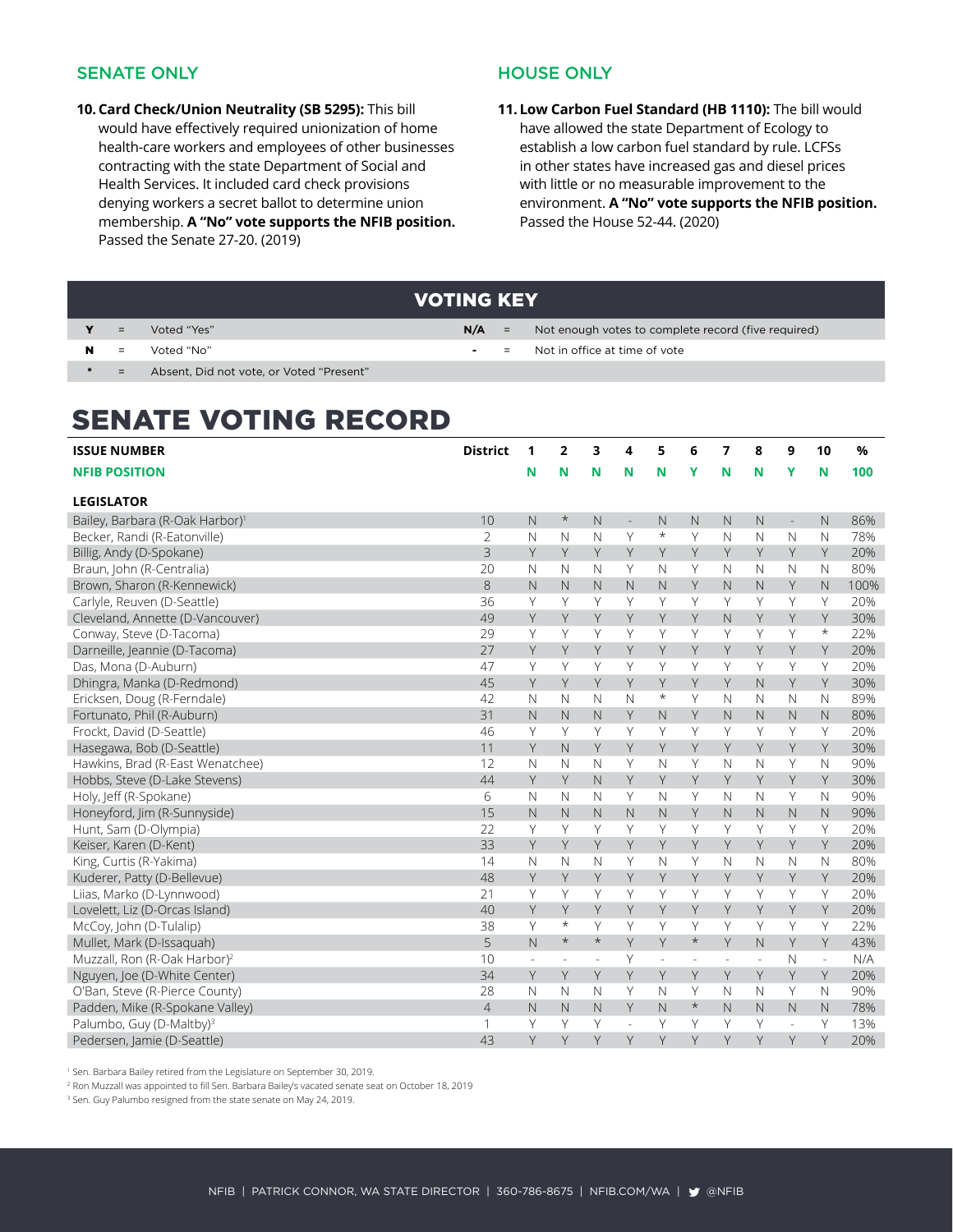## SENATE ONLY

**10. Card Check/Union Neutrality (SB 5295):** This bill would have effectively required unionization of home health-care workers and employees of other businesses contracting with the state Department of Social and Health Services. It included card check provisions denying workers a secret ballot to determine union membership. **A "No" vote supports the NFIB position.** Passed the Senate 27-20. (2019)

## HOUSE ONLY

**11. Low Carbon Fuel Standard (HB 1110):** The bill would have allowed the state Department of Ecology to establish a low carbon fuel standard by rule. LCFSs in other states have increased gas and diesel prices with little or no measurable improvement to the environment. **A "No" vote supports the NFIB position.** Passed the House 52-44. (2020)

## VOTING KEY

| | | | | | |
|---|---|---|---|---|---|
| **Y** | = | Voted "Yes" | **N/A** | = | Not enough votes to complete record (five required) |
| **N** | = | Voted "No" | **-** | = | Not in office at time of vote |
| **\*** | = | Absent, Did not vote, or Voted "Present" | | | |

# SENATE VOTING RECORD

| ISSUE NUMBER | District | 1 | 2 | 3 | 4 | 5 | 6 | 7 | 8 | 9 | 10 | % |
|---|---|---|---|---|---|---|---|---|---|---|---|---|
| **NFIB POSITION** | | N | N | N | N | N | Y | N | N | Y | N | 100 |
| **LEGISLATOR** | | | | | | | | | | | | |
| Bailey, Barbara (R-Oak Harbor)[1] | 10 | N | * | N | - | N | N | N | N | - | N | 86% |
| Becker, Randi (R-Eatonville) | 2 | N | N | N | Y | * | Y | N | N | N | N | 78% |
| Billig, Andy (D-Spokane) | 3 | Y | Y | Y | Y | Y | Y | Y | Y | Y | Y | 20% |
| Braun, John (R-Centralia) | 20 | N | N | N | Y | N | Y | N | N | N | N | 80% |
| Brown, Sharon (R-Kennewick) | 8 | N | N | N | N | N | Y | N | N | Y | N | 100% |
| Carlyle, Reuven (D-Seattle) | 36 | Y | Y | Y | Y | Y | Y | Y | Y | Y | Y | 20% |
| Cleveland, Annette (D-Vancouver) | 49 | Y | Y | Y | Y | Y | Y | N | Y | Y | Y | 30% |
| Conway, Steve (D-Tacoma) | 29 | Y | Y | Y | Y | Y | Y | Y | Y | Y | * | 22% |
| Darneille, Jeannie (D-Tacoma) | 27 | Y | Y | Y | Y | Y | Y | Y | Y | Y | Y | 20% |
| Das, Mona (D-Auburn) | 47 | Y | Y | Y | Y | Y | Y | Y | Y | Y | Y | 20% |
| Dhingra, Manka (D-Redmond) | 45 | Y | Y | Y | Y | Y | Y | Y | N | Y | Y | 30% |
| Ericksen, Doug (R-Ferndale) | 42 | N | N | N | N | * | Y | N | N | N | N | 89% |
| Fortunato, Phil (R-Auburn) | 31 | N | N | N | Y | N | Y | N | N | N | N | 80% |
| Frockt, David (D-Seattle) | 46 | Y | Y | Y | Y | Y | Y | Y | Y | Y | Y | 20% |
| Hasegawa, Bob (D-Seattle) | 11 | Y | N | Y | Y | Y | Y | Y | Y | Y | Y | 30% |
| Hawkins, Brad (R-East Wenatchee) | 12 | N | N | N | Y | N | Y | N | N | Y | N | 90% |
| Hobbs, Steve (D-Lake Stevens) | 44 | Y | Y | N | Y | Y | Y | Y | Y | Y | Y | 30% |
| Holy, Jeff (R-Spokane) | 6 | N | N | N | Y | N | Y | N | N | Y | N | 90% |
| Honeyford, Jim (R-Sunnyside) | 15 | N | N | N | N | N | Y | N | N | N | N | 90% |
| Hunt, Sam (D-Olympia) | 22 | Y | Y | Y | Y | Y | Y | Y | Y | Y | Y | 20% |
| Keiser, Karen (D-Kent) | 33 | Y | Y | Y | Y | Y | Y | Y | Y | Y | Y | 20% |
| King, Curtis (R-Yakima) | 14 | N | N | N | Y | N | Y | N | N | N | N | 80% |
| Kuderer, Patty (D-Bellevue) | 48 | Y | Y | Y | Y | Y | Y | Y | Y | Y | Y | 20% |
| Liias, Marko (D-Lynnwood) | 21 | Y | Y | Y | Y | Y | Y | Y | Y | Y | Y | 20% |
| Lovelett, Liz (D-Orcas Island) | 40 | Y | Y | Y | Y | Y | Y | Y | Y | Y | Y | 20% |
| McCoy, John (D-Tulalip) | 38 | Y | * | Y | Y | Y | Y | Y | Y | Y | Y | 22% |
| Mullet, Mark (D-Issaquah) | 5 | N | * | * | Y | Y | * | Y | N | Y | Y | 43% |
| Muzzall, Ron (R-Oak Harbor)[2] | 10 | - | - | - | Y | - | - | - | - | N | - | N/A |
| Nguyen, Joe (D-White Center) | 34 | Y | Y | Y | Y | Y | Y | Y | Y | Y | Y | 20% |
| O'Ban, Steve (R-Pierce County) | 28 | N | N | N | Y | N | Y | N | N | Y | N | 90% |
| Padden, Mike (R-Spokane Valley) | 4 | N | N | N | Y | N | * | N | N | N | N | 78% |
| Palumbo, Guy (D-Maltby)[3] | 1 | Y | Y | Y | - | Y | Y | Y | Y | - | Y | 13% |
| Pedersen, Jamie (D-Seattle) | 43 | Y | Y | Y | Y | Y | Y | Y | Y | Y | Y | 20% |

[1] Sen. Barbara Bailey retired from the Legislature on September 30, 2019.

[2] Ron Muzzall was appointed to fill Sen. Barbara Bailey's vacated senate seat on October 18, 2019

[3] Sen. Guy Palumbo resigned from the state senate on May 24, 2019.

NFIB | PATRICK CONNOR, WA STATE DIRECTOR | 360-786-8675 | NFIB.COM/WA | @NFIB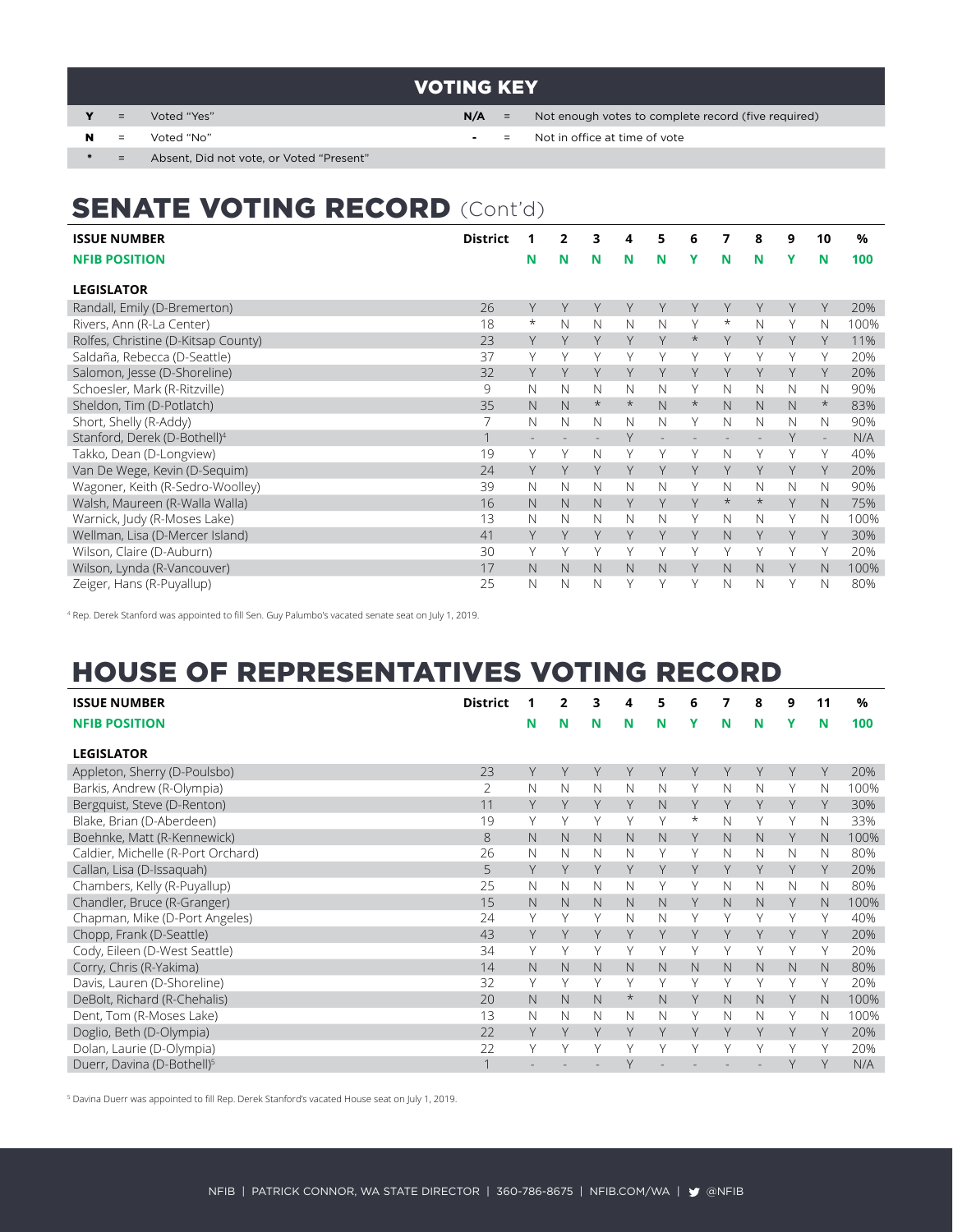## VOTING KEY

| | | | | | |
|---|---|---|---|---|---|
| **Y** | = | Voted "Yes" | **N/A** | = | Not enough votes to complete record (five required) |
| **N** | = | Voted "No" | **-** | = | Not in office at time of vote |
| * | = | Absent, Did not vote, or Voted "Present" | | | |

# SENATE VOTING RECORD (Cont'd)

| ISSUE NUMBER | District | 1 | 2 | 3 | 4 | 5 | 6 | 7 | 8 | 9 | 10 | % |
|---|---|---|---|---|---|---|---|---|---|---|---|---|
| **NFIB POSITION** | | **N** | **N** | **N** | **N** | **N** | **Y** | **N** | **N** | **Y** | **N** | **100** |
| **LEGISLATOR** | | | | | | | | | | | | |
| Randall, Emily (D-Bremerton) | 26 | Y | Y | Y | Y | Y | Y | Y | Y | Y | Y | 20% |
| Rivers, Ann (R-La Center) | 18 | * | N | N | N | N | Y | * | N | Y | N | 100% |
| Rolfes, Christine (D-Kitsap County) | 23 | Y | Y | Y | Y | Y | * | Y | Y | Y | Y | 11% |
| Saldaña, Rebecca (D-Seattle) | 37 | Y | Y | Y | Y | Y | Y | Y | Y | Y | Y | 20% |
| Salomon, Jesse (D-Shoreline) | 32 | Y | Y | Y | Y | Y | Y | Y | Y | Y | Y | 20% |
| Schoesler, Mark (R-Ritzville) | 9 | N | N | N | N | N | Y | N | N | N | N | 90% |
| Sheldon, Tim (D-Potlatch) | 35 | N | N | * | * | N | * | N | N | N | * | 83% |
| Short, Shelly (R-Addy) | 7 | N | N | N | N | N | Y | N | N | N | N | 90% |
| Stanford, Derek (D-Bothell)[4] | 1 | - | - | - | Y | - | - | - | - | Y | - | N/A |
| Takko, Dean (D-Longview) | 19 | Y | Y | N | Y | Y | Y | N | Y | Y | Y | 40% |
| Van De Wege, Kevin (D-Sequim) | 24 | Y | Y | Y | Y | Y | Y | Y | Y | Y | Y | 20% |
| Wagoner, Keith (R-Sedro-Woolley) | 39 | N | N | N | N | N | Y | N | N | N | N | 90% |
| Walsh, Maureen (R-Walla Walla) | 16 | N | N | N | Y | Y | Y | * | * | Y | N | 75% |
| Warnick, Judy (R-Moses Lake) | 13 | N | N | N | N | N | Y | N | N | Y | N | 100% |
| Wellman, Lisa (D-Mercer Island) | 41 | Y | Y | Y | Y | Y | Y | N | Y | Y | Y | 30% |
| Wilson, Claire (D-Auburn) | 30 | Y | Y | Y | Y | Y | Y | Y | Y | Y | Y | 20% |
| Wilson, Lynda (R-Vancouver) | 17 | N | N | N | N | N | Y | N | N | Y | N | 100% |
| Zeiger, Hans (R-Puyallup) | 25 | N | N | N | Y | Y | Y | N | N | Y | N | 80% |

[4] Rep. Derek Stanford was appointed to fill Sen. Guy Palumbo's vacated senate seat on July 1, 2019.

# HOUSE OF REPRESENTATIVES VOTING RECORD

| ISSUE NUMBER | District | 1 | 2 | 3 | 4 | 5 | 6 | 7 | 8 | 9 | 11 | % |
|---|---|---|---|---|---|---|---|---|---|---|---|---|
| **NFIB POSITION** | | **N** | **N** | **N** | **N** | **N** | **Y** | **N** | **N** | **Y** | **N** | **100** |
| **LEGISLATOR** | | | | | | | | | | | | |
| Appleton, Sherry (D-Poulsbo) | 23 | Y | Y | Y | Y | Y | Y | Y | Y | Y | Y | 20% |
| Barkis, Andrew (R-Olympia) | 2 | N | N | N | N | N | Y | N | N | Y | N | 100% |
| Bergquist, Steve (D-Renton) | 11 | Y | Y | Y | Y | N | Y | Y | Y | Y | Y | 30% |
| Blake, Brian (D-Aberdeen) | 19 | Y | Y | Y | Y | Y | * | N | Y | Y | N | 33% |
| Boehnke, Matt (R-Kennewick) | 8 | N | N | N | N | N | Y | N | N | Y | N | 100% |
| Caldier, Michelle (R-Port Orchard) | 26 | N | N | N | N | Y | Y | N | N | N | N | 80% |
| Callan, Lisa (D-Issaquah) | 5 | Y | Y | Y | Y | Y | Y | Y | Y | Y | Y | 20% |
| Chambers, Kelly (R-Puyallup) | 25 | N | N | N | N | Y | Y | N | N | N | N | 80% |
| Chandler, Bruce (R-Granger) | 15 | N | N | N | N | N | Y | N | N | Y | N | 100% |
| Chapman, Mike (D-Port Angeles) | 24 | Y | Y | Y | N | N | Y | Y | Y | Y | Y | 40% |
| Chopp, Frank (D-Seattle) | 43 | Y | Y | Y | Y | Y | Y | Y | Y | Y | Y | 20% |
| Cody, Eileen (D-West Seattle) | 34 | Y | Y | Y | Y | Y | Y | Y | Y | Y | Y | 20% |
| Corry, Chris (R-Yakima) | 14 | N | N | N | N | N | N | N | N | N | N | 80% |
| Davis, Lauren (D-Shoreline) | 32 | Y | Y | Y | Y | Y | Y | Y | Y | Y | Y | 20% |
| DeBolt, Richard (R-Chehalis) | 20 | N | N | N | * | N | Y | N | N | Y | N | 100% |
| Dent, Tom (R-Moses Lake) | 13 | N | N | N | N | N | Y | N | N | Y | N | 100% |
| Doglio, Beth (D-Olympia) | 22 | Y | Y | Y | Y | Y | Y | Y | Y | Y | Y | 20% |
| Dolan, Laurie (D-Olympia) | 22 | Y | Y | Y | Y | Y | Y | Y | Y | Y | Y | 20% |
| Duerr, Davina (D-Bothell)[5] | 1 | - | - | - | Y | - | - | - | - | Y | Y | N/A |

[5] Davina Duerr was appointed to fill Rep. Derek Stanford's vacated House seat on July 1, 2019.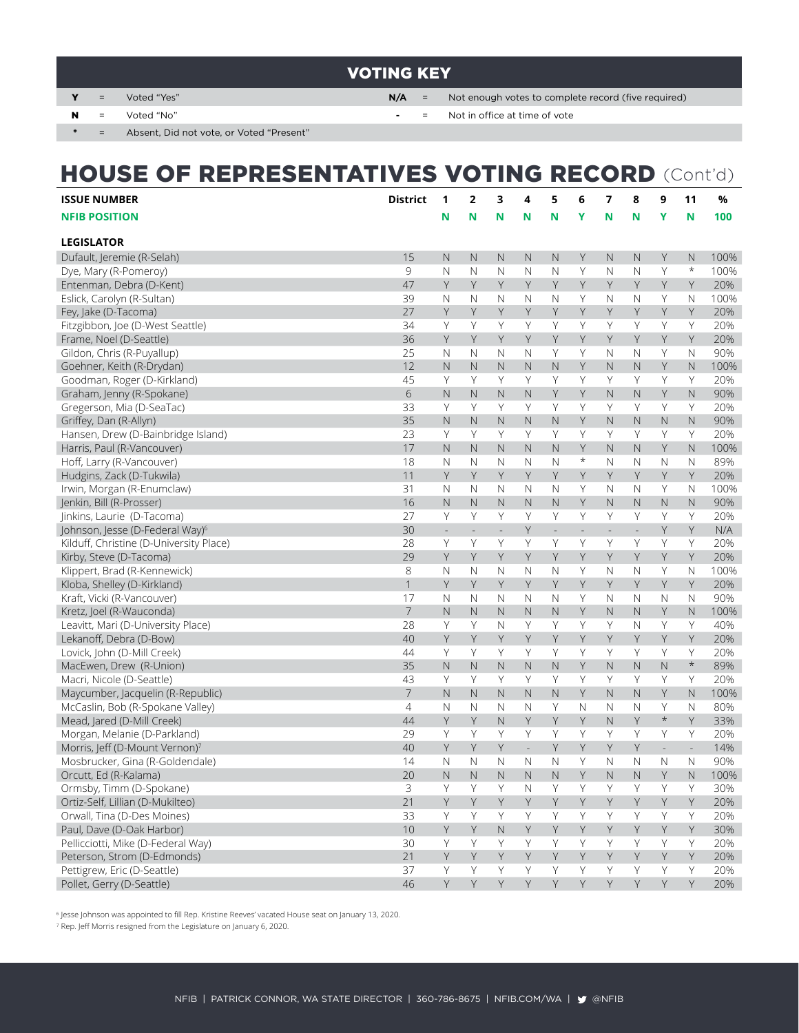## VOTING KEY

| | | | | | |
|---|---|---|---|---|---|
| **Y** | = | Voted "Yes" | **N/A** | = | Not enough votes to complete record (five required) |
| **N** | = | Voted "No" | **-** | = | Not in office at time of vote |
| **\*** | = | Absent, Did not vote, or Voted "Present" | | | |

# HOUSE OF REPRESENTATIVES VOTING RECORD (Cont'd)

| ISSUE NUMBER | District | 1 | 2 | 3 | 4 | 5 | 6 | 7 | 8 | 9 | 11 | % |
|---|---|---|---|---|---|---|---|---|---|---|---|---|
| **NFIB POSITION** | | **N** | **N** | **N** | **N** | **N** | **Y** | **N** | **N** | **Y** | **N** | **100** |
| **LEGISLATOR** | | | | | | | | | | | | |
| Dufault, Jeremie (R-Selah) | 15 | N | N | N | N | N | Y | N | N | Y | N | 100% |
| Dye, Mary (R-Pomeroy) | 9 | N | N | N | N | N | Y | N | N | Y | * | 100% |
| Entenman, Debra (D-Kent) | 47 | Y | Y | Y | Y | Y | Y | Y | Y | Y | Y | 20% |
| Eslick, Carolyn (R-Sultan) | 39 | N | N | N | N | N | Y | N | N | Y | N | 100% |
| Fey, Jake (D-Tacoma) | 27 | Y | Y | Y | Y | Y | Y | Y | Y | Y | Y | 20% |
| Fitzgibbon, Joe (D-West Seattle) | 34 | Y | Y | Y | Y | Y | Y | Y | Y | Y | Y | 20% |
| Frame, Noel (D-Seattle) | 36 | Y | Y | Y | Y | Y | Y | Y | Y | Y | Y | 20% |
| Gildon, Chris (R-Puyallup) | 25 | N | N | N | N | Y | Y | N | N | Y | N | 90% |
| Goehner, Keith (R-Drydan) | 12 | N | N | N | N | N | Y | N | N | Y | N | 100% |
| Goodman, Roger (D-Kirkland) | 45 | Y | Y | Y | Y | Y | Y | Y | Y | Y | Y | 20% |
| Graham, Jenny (R-Spokane) | 6 | N | N | N | N | Y | Y | N | N | Y | N | 90% |
| Gregerson, Mia (D-SeaTac) | 33 | Y | Y | Y | Y | Y | Y | Y | Y | Y | Y | 20% |
| Griffey, Dan (R-Allyn) | 35 | N | N | N | N | N | Y | N | N | N | N | 90% |
| Hansen, Drew (D-Bainbridge Island) | 23 | Y | Y | Y | Y | Y | Y | Y | Y | Y | Y | 20% |
| Harris, Paul (R-Vancouver) | 17 | N | N | N | N | N | Y | N | N | Y | N | 100% |
| Hoff, Larry (R-Vancouver) | 18 | N | N | N | N | N | * | N | N | N | N | 89% |
| Hudgins, Zack (D-Tukwila) | 11 | Y | Y | Y | Y | Y | Y | Y | Y | Y | Y | 20% |
| Irwin, Morgan (R-Enumclaw) | 31 | N | N | N | N | N | Y | N | N | Y | N | 100% |
| Jenkin, Bill (R-Prosser) | 16 | N | N | N | N | N | Y | N | N | N | N | 90% |
| Jinkins, Laurie (D-Tacoma) | 27 | Y | Y | Y | Y | Y | Y | Y | Y | Y | Y | 20% |
| Johnson, Jesse (D-Federal Way)[6] | 30 | - | - | - | Y | - | - | - | - | Y | Y | N/A |
| Kilduff, Christine (D-University Place) | 28 | Y | Y | Y | Y | Y | Y | Y | Y | Y | Y | 20% |
| Kirby, Steve (D-Tacoma) | 29 | Y | Y | Y | Y | Y | Y | Y | Y | Y | Y | 20% |
| Klippert, Brad (R-Kennewick) | 8 | N | N | N | N | N | Y | N | N | Y | N | 100% |
| Kloba, Shelley (D-Kirkland) | 1 | Y | Y | Y | Y | Y | Y | Y | Y | Y | Y | 20% |
| Kraft, Vicki (R-Vancouver) | 17 | N | N | N | N | N | Y | N | N | N | N | 90% |
| Kretz, Joel (R-Wauconda) | 7 | N | N | N | N | N | Y | N | N | Y | N | 100% |
| Leavitt, Mari (D-University Place) | 28 | Y | Y | N | Y | Y | Y | Y | N | Y | Y | 40% |
| Lekanoff, Debra (D-Bow) | 40 | Y | Y | Y | Y | Y | Y | Y | Y | Y | Y | 20% |
| Lovick, John (D-Mill Creek) | 44 | Y | Y | Y | Y | Y | Y | Y | Y | Y | Y | 20% |
| MacEwen, Drew (R-Union) | 35 | N | N | N | N | N | Y | N | N | N | * | 89% |
| Macri, Nicole (D-Seattle) | 43 | Y | Y | Y | Y | Y | Y | Y | Y | Y | Y | 20% |
| Maycumber, Jacquelin (R-Republic) | 7 | N | N | N | N | N | Y | N | N | Y | N | 100% |
| McCaslin, Bob (R-Spokane Valley) | 4 | N | N | N | N | Y | N | N | N | Y | N | 80% |
| Mead, Jared (D-Mill Creek) | 44 | Y | Y | N | Y | Y | Y | N | Y | * | Y | 33% |
| Morgan, Melanie (D-Parkland) | 29 | Y | Y | Y | Y | Y | Y | Y | Y | Y | Y | 20% |
| Morris, Jeff (D-Mount Vernon)[7] | 40 | Y | Y | Y | - | Y | Y | Y | Y | - | - | 14% |
| Mosbrucker, Gina (R-Goldendale) | 14 | N | N | N | N | N | Y | N | N | N | N | 90% |
| Orcutt, Ed (R-Kalama) | 20 | N | N | N | N | N | Y | N | N | Y | N | 100% |
| Ormsby, Timm (D-Spokane) | 3 | Y | Y | Y | N | Y | Y | Y | Y | Y | Y | 30% |
| Ortiz-Self, Lillian (D-Mukilteo) | 21 | Y | Y | Y | Y | Y | Y | Y | Y | Y | Y | 20% |
| Orwall, Tina (D-Des Moines) | 33 | Y | Y | Y | Y | Y | Y | Y | Y | Y | Y | 20% |
| Paul, Dave (D-Oak Harbor) | 10 | Y | Y | N | Y | Y | Y | Y | Y | Y | Y | 30% |
| Pellicciotti, Mike (D-Federal Way) | 30 | Y | Y | Y | Y | Y | Y | Y | Y | Y | Y | 20% |
| Peterson, Strom (D-Edmonds) | 21 | Y | Y | Y | Y | Y | Y | Y | Y | Y | Y | 20% |
| Pettigrew, Eric (D-Seattle) | 37 | Y | Y | Y | Y | Y | Y | Y | Y | Y | Y | 20% |
| Pollet, Gerry (D-Seattle) | 46 | Y | Y | Y | Y | Y | Y | Y | Y | Y | Y | 20% |

[6] Jesse Johnson was appointed to fill Rep. Kristine Reeves' vacated House seat on January 13, 2020.
[7] Rep. Jeff Morris resigned from the Legislature on January 6, 2020.

NFIB | PATRICK CONNOR, WA STATE DIRECTOR | 360-786-8675 | NFIB.COM/WA | @NFIB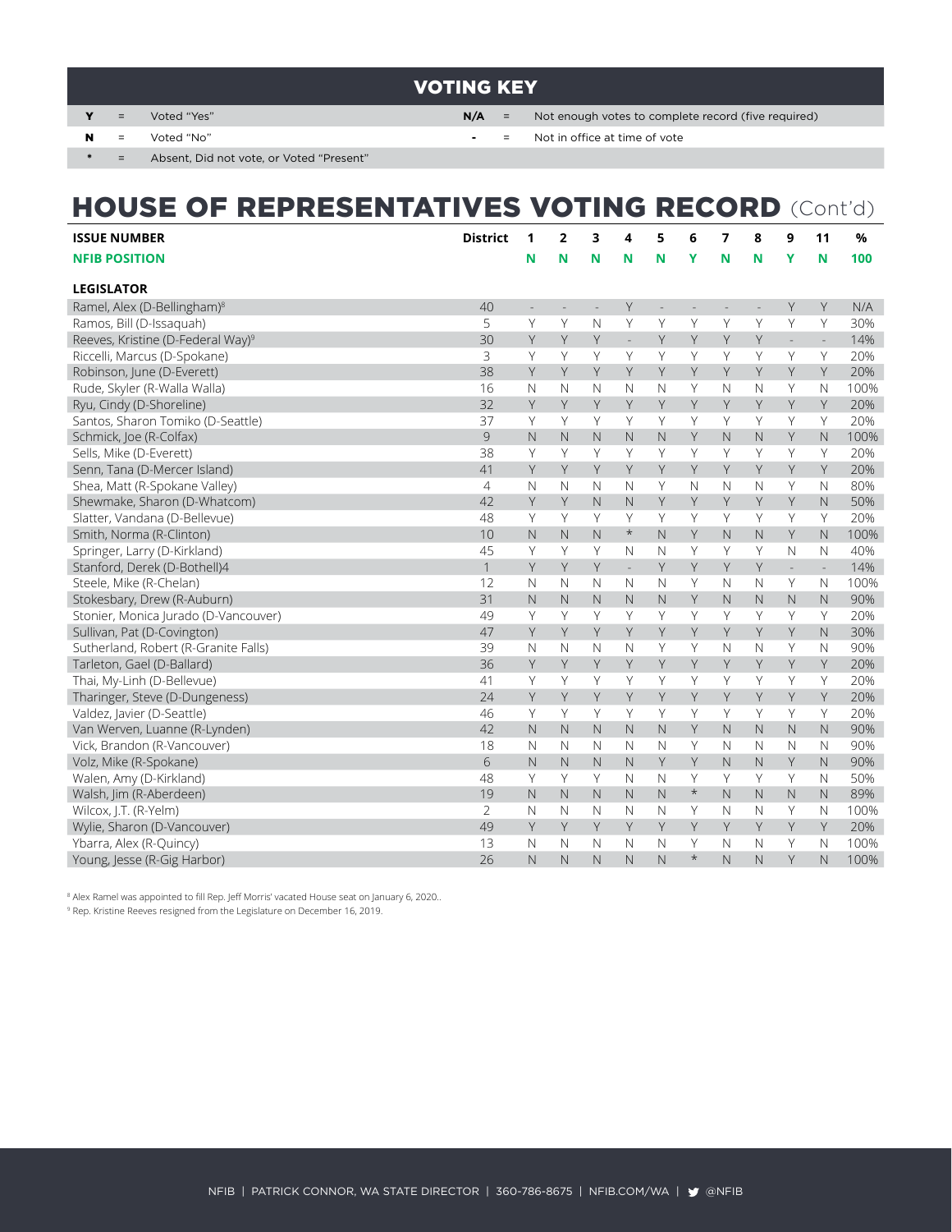## VOTING KEY

| | | | |
|---|---|---|---|
| **Y** = Voted "Yes" | | **N/A** = Not enough votes to complete record (five required) | |
| **N** = Voted "No" | | **-** = Not in office at time of vote | |
| * = Absent, Did not vote, or Voted "Present" | | | |

# HOUSE OF REPRESENTATIVES VOTING RECORD (Cont'd)

| ISSUE NUMBER | District | 1 | 2 | 3 | 4 | 5 | 6 | 7 | 8 | 9 | 11 | % |
|---|---|---|---|---|---|---|---|---|---|---|---|---|
| **NFIB POSITION** | | N | N | N | N | N | Y | N | N | Y | N | 100 |
| **LEGISLATOR** | | | | | | | | | | | | |
| Ramel, Alex (D-Bellingham)[8] | 40 | - | - | - | Y | - | - | - | - | Y | Y | N/A |
| Ramos, Bill (D-Issaquah) | 5 | Y | Y | N | Y | Y | Y | Y | Y | Y | Y | 30% |
| Reeves, Kristine (D-Federal Way)[9] | 30 | Y | Y | Y | - | Y | Y | Y | Y | - | - | 14% |
| Riccelli, Marcus (D-Spokane) | 3 | Y | Y | Y | Y | Y | Y | Y | Y | Y | Y | 20% |
| Robinson, June (D-Everett) | 38 | Y | Y | Y | Y | Y | Y | Y | Y | Y | Y | 20% |
| Rude, Skyler (R-Walla Walla) | 16 | N | N | N | N | N | Y | N | N | Y | N | 100% |
| Ryu, Cindy (D-Shoreline) | 32 | Y | Y | Y | Y | Y | Y | Y | Y | Y | Y | 20% |
| Santos, Sharon Tomiko (D-Seattle) | 37 | Y | Y | Y | Y | Y | Y | Y | Y | Y | Y | 20% |
| Schmick, Joe (R-Colfax) | 9 | N | N | N | N | N | Y | N | N | Y | N | 100% |
| Sells, Mike (D-Everett) | 38 | Y | Y | Y | Y | Y | Y | Y | Y | Y | Y | 20% |
| Senn, Tana (D-Mercer Island) | 41 | Y | Y | Y | Y | Y | Y | Y | Y | Y | Y | 20% |
| Shea, Matt (R-Spokane Valley) | 4 | N | N | N | N | Y | N | N | N | Y | N | 80% |
| Shewmake, Sharon (D-Whatcom) | 42 | Y | Y | N | N | Y | Y | Y | Y | Y | N | 50% |
| Slatter, Vandana (D-Bellevue) | 48 | Y | Y | Y | Y | Y | Y | Y | Y | Y | Y | 20% |
| Smith, Norma (R-Clinton) | 10 | N | N | N | * | N | Y | N | N | Y | N | 100% |
| Springer, Larry (D-Kirkland) | 45 | Y | Y | Y | N | N | Y | Y | Y | N | N | 40% |
| Stanford, Derek (D-Bothell)4 | 1 | Y | Y | Y | - | Y | Y | Y | Y | - | - | 14% |
| Steele, Mike (R-Chelan) | 12 | N | N | N | N | N | Y | N | N | Y | N | 100% |
| Stokesbary, Drew (R-Auburn) | 31 | N | N | N | N | N | Y | N | N | N | N | 90% |
| Stonier, Monica Jurado (D-Vancouver) | 49 | Y | Y | Y | Y | Y | Y | Y | Y | Y | Y | 20% |
| Sullivan, Pat (D-Covington) | 47 | Y | Y | Y | Y | Y | Y | Y | Y | Y | N | 30% |
| Sutherland, Robert (R-Granite Falls) | 39 | N | N | N | N | Y | Y | N | N | Y | N | 90% |
| Tarleton, Gael (D-Ballard) | 36 | Y | Y | Y | Y | Y | Y | Y | Y | Y | Y | 20% |
| Thai, My-Linh (D-Bellevue) | 41 | Y | Y | Y | Y | Y | Y | Y | Y | Y | Y | 20% |
| Tharinger, Steve (D-Dungeness) | 24 | Y | Y | Y | Y | Y | Y | Y | Y | Y | Y | 20% |
| Valdez, Javier (D-Seattle) | 46 | Y | Y | Y | Y | Y | Y | Y | Y | Y | Y | 20% |
| Van Werven, Luanne (R-Lynden) | 42 | N | N | N | N | N | Y | N | N | N | N | 90% |
| Vick, Brandon (R-Vancouver) | 18 | N | N | N | N | N | Y | N | N | N | N | 90% |
| Volz, Mike (R-Spokane) | 6 | N | N | N | N | Y | Y | N | N | Y | N | 90% |
| Walen, Amy (D-Kirkland) | 48 | Y | Y | Y | N | N | Y | Y | Y | Y | N | 50% |
| Walsh, Jim (R-Aberdeen) | 19 | N | N | N | N | N | * | N | N | N | N | 89% |
| Wilcox, J.T. (R-Yelm) | 2 | N | N | N | N | N | Y | N | N | Y | N | 100% |
| Wylie, Sharon (D-Vancouver) | 49 | Y | Y | Y | Y | Y | Y | Y | Y | Y | Y | 20% |
| Ybarra, Alex (R-Quincy) | 13 | N | N | N | N | N | Y | N | N | Y | N | 100% |
| Young, Jesse (R-Gig Harbor) | 26 | N | N | N | N | N | * | N | N | Y | N | 100% |

[8] Alex Ramel was appointed to fill Rep. Jeff Morris' vacated House seat on January 6, 2020..

[9] Rep. Kristine Reeves resigned from the Legislature on December 16, 2019.

NFIB | PATRICK CONNOR, WA STATE DIRECTOR | 360-786-8675 | NFIB.COM/WA | @NFIB